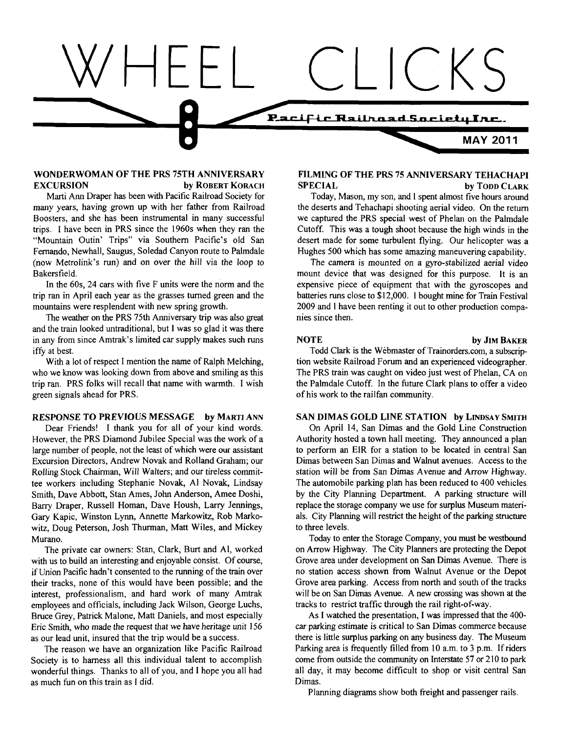# WHEEL CLICKS

Pacific Railroad Society Inc.

**MAY 2011**

## WONDERWOMAN OF THE PRS 75TH ANNIVERSARY EXCURSION

by ROBERT KORACH

Marti Ann Draper has been with Pacific Railroad Society for many years, having grown up with her father from Railroad Boosters, and she has been instrumental in many successful trips. I have been in PRS since the 1960s when they ran the "Mountain Outin' Trips" via Southern Pacific's old San Fernando, Newhall, Saugus, Soledad Canyon route to Palmdale (now Metrolink's run) and on over the hill via the loop to Bakersfield.

In the 60s, 24 cars with five F units were the norm and the trip ran in April each year as the grasses turned green and the mountains were resplendent with new spring growth.

The weather on the PRS 75th Anniversary trip was also great and the train looked untraditional, but I was so glad it was there in any from since Amtrak's limited car supply makes such runs iffy at best.

With a lot of respect I mention the name of Ralph Melching, who we know was looking down from above and smiling as this trip ran. PRS folks will recall that name with warmth. I wish green signals ahead for PRS.

## RESPONSE TO PREVIOUS MESSAGE

by MARTI ANN

Dear Friends! I thank you for all of your kind words. However, the PRS Diamond Jubilee Special was the work of a large number of people, not the least of which were our assistant Excursion Directors, Andrew Novak and Rolland Graham; our Rolling Stock Chairman, Will Walters; and our tireless committee workers including Stephanie Novak, Al Novak, Lindsay Smith, Dave Abbott, Stan Ames, John Anderson, Amee Doshi, Barry Draper, Russell Homan, Dave Housh, Larry Jennings, Gary Kapic, Winston Lynn, Annette Markowitz, Rob Markowitz, Doug Peterson, Josh Thurman, Matt Wiles, and Mickey Murano.

The private car owners: Stan, Clark, Burt and Al, worked with us to build an interesting and enjoyable consist. Of course, if Union Pacific hadn't consented to the running of the train over their tracks, none of this would have been possible; and the interest, professionalism, and hard work of many Amtrak employees and officials, including Jack Wilson, George Luchs, Bruce Grey, Patrick Malone, Matt Daniels, and most especially Eric Smith, who made the request that we have heritage unit 156 as our lead unit, insured that the trip would be a success.

The reason we have an organization like Pacific Railroad Society is to harness all this individual talent to accomplish wonderful things. Thanks to all of you, and I hope you all had as much fun on this train as I did.

## FILMING OF THE PRS 75 ANNIVERSARY TEHACHAPI SPECIAL

by TODD CLARK

Today, Mason, my son, and I spent almost five hours around the deserts and Tehachapi shooting aerial video. On the return we captured the PRS special west of Phelan on the Palmdale Cutoff. This was a tough shoot because the high winds in the desert made for some turbulent flying. Our helicopter was a Hughes 500 which has some amazing maneuvering capability.

The camera is mounted on a gyro-stabilized aerial video mount device that was designed for this purpose. It is an expensive piece of equipment that with the gyroscopes and batteries runs close to $12,000. I bought mine for Train Festival 2009 and I have been renting it out to other production companies since then.

## NOTE

by JIM BAKER

Todd Clark is the Webmaster of Trainorders.com, a subscription website Railroad Forum and an experienced videographer. The PRS train was caught on video just west of Phelan, CA on the Palmdale Cutoff. In the future Clark plans to offer a video of his work to the railfan community.

## SAN DIMAS GOLD LINE STATION

by LINDSAY SMITH

On April 14, San Dimas and the Gold Line Construction Authority hosted a town hall meeting. They announced a plan to perform an EIR for a station to be located in central San Dimas between San Dimas and Walnut avenues. Access to the station will be from San Dimas Avenue and Arrow Highway. The automobile parking plan has been reduced to 400 vehicles by the City Planning Department. A parking structure will replace the storage company we use for surplus Museum materials. City Planning will restrict the height of the parking structure to three levels.

Today to enter the Storage Company, you must be westbound on Arrow Highway. The City Planners are protecting the Depot Grove area under development on San Dimas Avenue. There is no station access shown from Walnut Avenue or the Depot Grove area parking. Access from north and south of the tracks will be on San Dimas Avenue. A new crossing was shown at the tracks to restrict traffic through the rail right-of-way.

As I watched the presentation, I was impressed that the 400-car parking estimate is critical to San Dimas commerce because there is little surplus parking on any business day. The Museum Parking area is frequently filled from 10 a.m. to 3 p.m. If riders come from outside the community on Interstate 57 or 210 to park all day, it may become difficult to shop or visit central San Dimas.

Planning diagrams show both freight and passenger rails.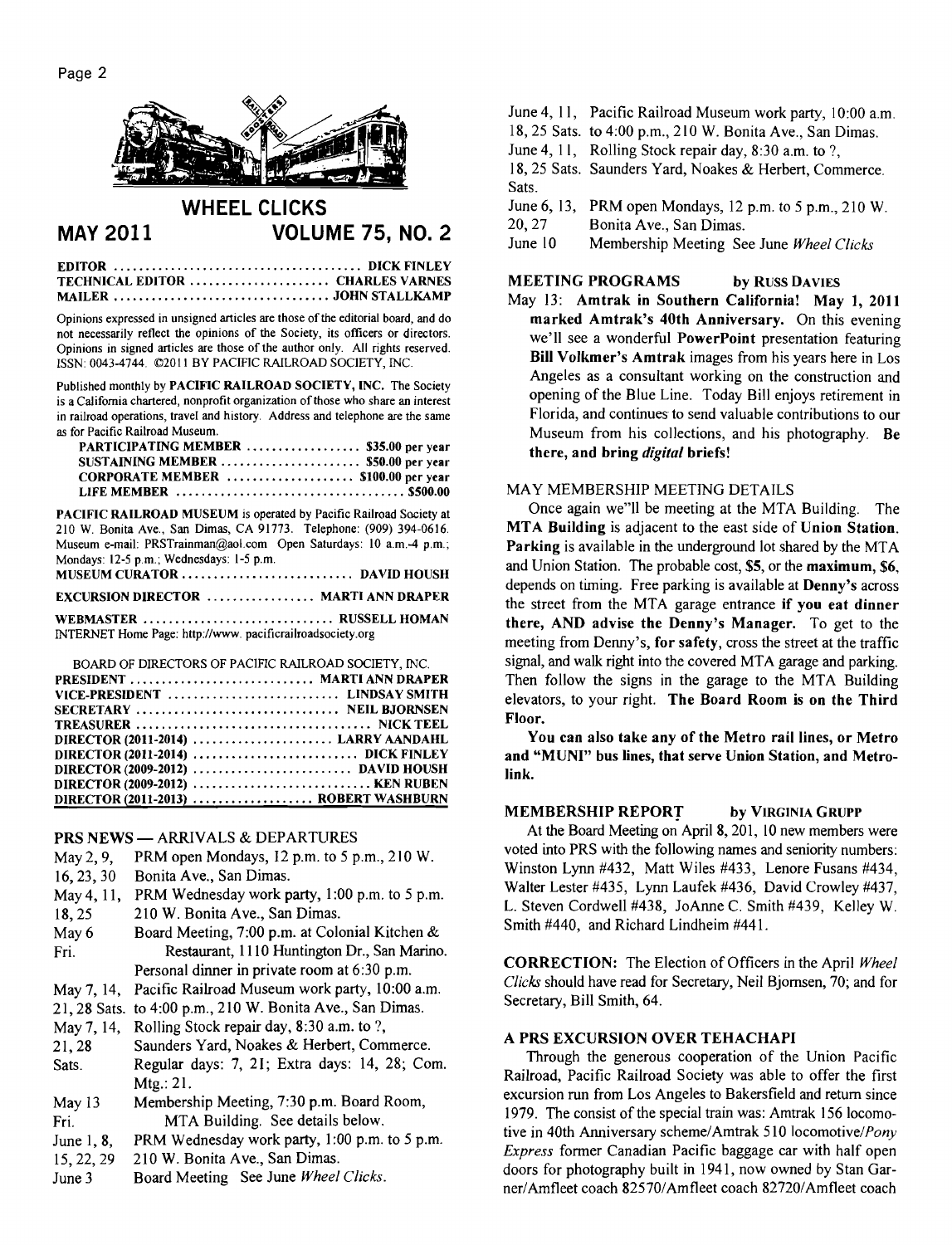# WHEEL CLICKS

**MAY 2011 VOLUME 75, NO. 2**

**EDITOR** ...................................... **DICK FINLEY**
**TECHNICAL EDITOR** ...................... **CHARLES VARNES**
**MAILER** .................................. **JOHN STALLKAMP**

Opinions expressed in unsigned articles are those of the editorial board, and do not necessarily reflect the opinions of the Society, its officers or directors. Opinions in signed articles are those of the author only. All rights reserved. ISSN: 0043-4744. ©2011 BY PACIFIC RAILROAD SOCIETY, INC.

Published monthly by **PACIFIC RAILROAD SOCIETY, INC.** The Society is a California chartered, nonprofit organization of those who share an interest in railroad operations, travel and history. Address and telephone are the same as for Pacific Railroad Museum.

**PARTICIPATING MEMBER** .................. **$35.00 per year**
**SUSTAINING MEMBER** ...................... **$50.00 per year**
**CORPORATE MEMBER** .................... **$100.00 per year**
**LIFE MEMBER** .................................... **$500.00**

**PACIFIC RAILROAD MUSEUM** is operated by Pacific Railroad Society at 210 W. Bonita Ave., San Dimas, CA 91773. Telephone: (909) 394-0616. Museum e-mail: PRSTrainman@aol.com Open Saturdays: 10 a.m.-4 p.m.; Mondays: 12-5 p.m.; Wednesdays: 1-5 p.m.

**MUSEUM CURATOR** ........................... **DAVID HOUSH**

**EXCURSION DIRECTOR** ................. **MARTI ANN DRAPER**

**WEBMASTER** .............................. **RUSSELL HOMAN**
INTERNET Home Page: http://www. pacificrailroadsociety.org

BOARD OF DIRECTORS OF PACIFIC RAILROAD SOCIETY, INC.

**PRESIDENT** ............................. **MARTI ANN DRAPER**
**VICE-PRESIDENT** ........................... **LINDSAY SMITH**
**SECRETARY** ................................ **NEIL BJORNSEN**
**TREASURER** ...................................... **NICK TEEL**
**DIRECTOR (2011-2014)** ...................... **LARRY AANDAHL**
**DIRECTOR (2011-2014)** .......................... **DICK FINLEY**
**DIRECTOR (2009-2012)** ......................... **DAVID HOUSH**
**DIRECTOR (2009-2012)** ............................ **KEN RUBEN**
**DIRECTOR (2011-2013)** ................... **ROBERT WASHBURN**

## PRS NEWS — ARRIVALS & DEPARTURES

| | |
|---|---|
| May 2, 9, 16, 23, 30 | PRM open Mondays, 12 p.m. to 5 p.m., 210 W. Bonita Ave., San Dimas. |
| May 4, 11, 18, 25 | PRM Wednesday work party, 1:00 p.m. to 5 p.m. 210 W. Bonita Ave., San Dimas. |
| May 6 Fri. | Board Meeting, 7:00 p.m. at Colonial Kitchen & Restaurant, 1110 Huntington Dr., San Marino. Personal dinner in private room at 6:30 p.m. |
| May 7, 14, 21, 28 Sats. | Pacific Railroad Museum work party, 10:00 a.m. to 4:00 p.m., 210 W. Bonita Ave., San Dimas. |
| May 7, 14, 21, 28 Sats. | Rolling Stock repair day, 8:30 a.m. to ?, Saunders Yard, Noakes & Herbert, Commerce. Regular days: 7, 21; Extra days: 14, 28; Com. Mtg.: 21. |
| May 13 Fri. | Membership Meeting, 7:30 p.m. Board Room, MTA Building. See details below. |
| June 1, 8, 15, 22, 29 | PRM Wednesday work party, 1:00 p.m. to 5 p.m. 210 W. Bonita Ave., San Dimas. |
| June 3 | Board Meeting See June *Wheel Clicks*. |
| June 4, 11, 18, 25 Sats. | Pacific Railroad Museum work party, 10:00 a.m. to 4:00 p.m., 210 W. Bonita Ave., San Dimas. |
| June 4, 11, 18, 25 Sats. | Rolling Stock repair day, 8:30 a.m. to ?, Saunders Yard, Noakes & Herbert, Commerce. |
| June 6, 13, 20, 27 | PRM open Mondays, 12 p.m. to 5 p.m., 210 W. Bonita Ave., San Dimas. |
| June 10 | Membership Meeting See June *Wheel Clicks* |

## MEETING PROGRAMS by RUSS DAVIES

May 13: **Amtrak in Southern California! May 1, 2011 marked Amtrak's 40th Anniversary.** On this evening we'll see a wonderful **PowerPoint** presentation featuring **Bill Volkmer's Amtrak** images from his years here in Los Angeles as a consultant working on the construction and opening of the Blue Line. Today Bill enjoys retirement in Florida, and continues to send valuable contributions to our Museum from his collections, and his photography. **Be there, and bring *digital* briefs!**

## MAY MEMBERSHIP MEETING DETAILS

Once again we"ll be meeting at the MTA Building. The **MTA Building** is adjacent to the east side of **Union Station. Parking** is available in the underground lot shared by the MTA and Union Station. The probable cost, **$5**, or the **maximum, $6,** depends on timing. Free parking is available at **Denny's** across the street from the MTA garage entrance **if you eat dinner there, AND advise the Denny's Manager.** To get to the meeting from Denny's, **for safety**, cross the street at the traffic signal, and walk right into the covered MTA garage and parking. Then follow the signs in the garage to the MTA Building elevators, to your right. **The Board Room is on the Third Floor.**

**You can also take any of the Metro rail lines, or Metro and "MUNI" bus lines, that serve Union Station, and Metrolink.**

## MEMBERSHIP REPORT by VIRGINIA GRUPP

At the Board Meeting on April 8, 201, 10 new members were voted into PRS with the following names and seniority numbers: Winston Lynn #432, Matt Wiles #433, Lenore Fusans #434, Walter Lester #435, Lynn Laufek #436, David Crowley #437, L. Steven Cordwell #438, JoAnne C. Smith #439, Kelley W. Smith #440, and Richard Lindheim #441.

**CORRECTION:** The Election of Officers in the April *Wheel Clicks* should have read for Secretary, Neil Bjornsen, 70; and for Secretary, Bill Smith, 64.

## A PRS EXCURSION OVER TEHACHAPI

Through the generous cooperation of the Union Pacific Railroad, Pacific Railroad Society was able to offer the first excursion run from Los Angeles to Bakersfield and return since 1979. The consist of the special train was: Amtrak 156 locomotive in 40th Anniversary scheme/Amtrak 510 locomotive/*Pony Express* former Canadian Pacific baggage car with half open doors for photography built in 1941, now owned by Stan Garner/Amfleet coach 82570/Amfleet coach 82720/Amfleet coach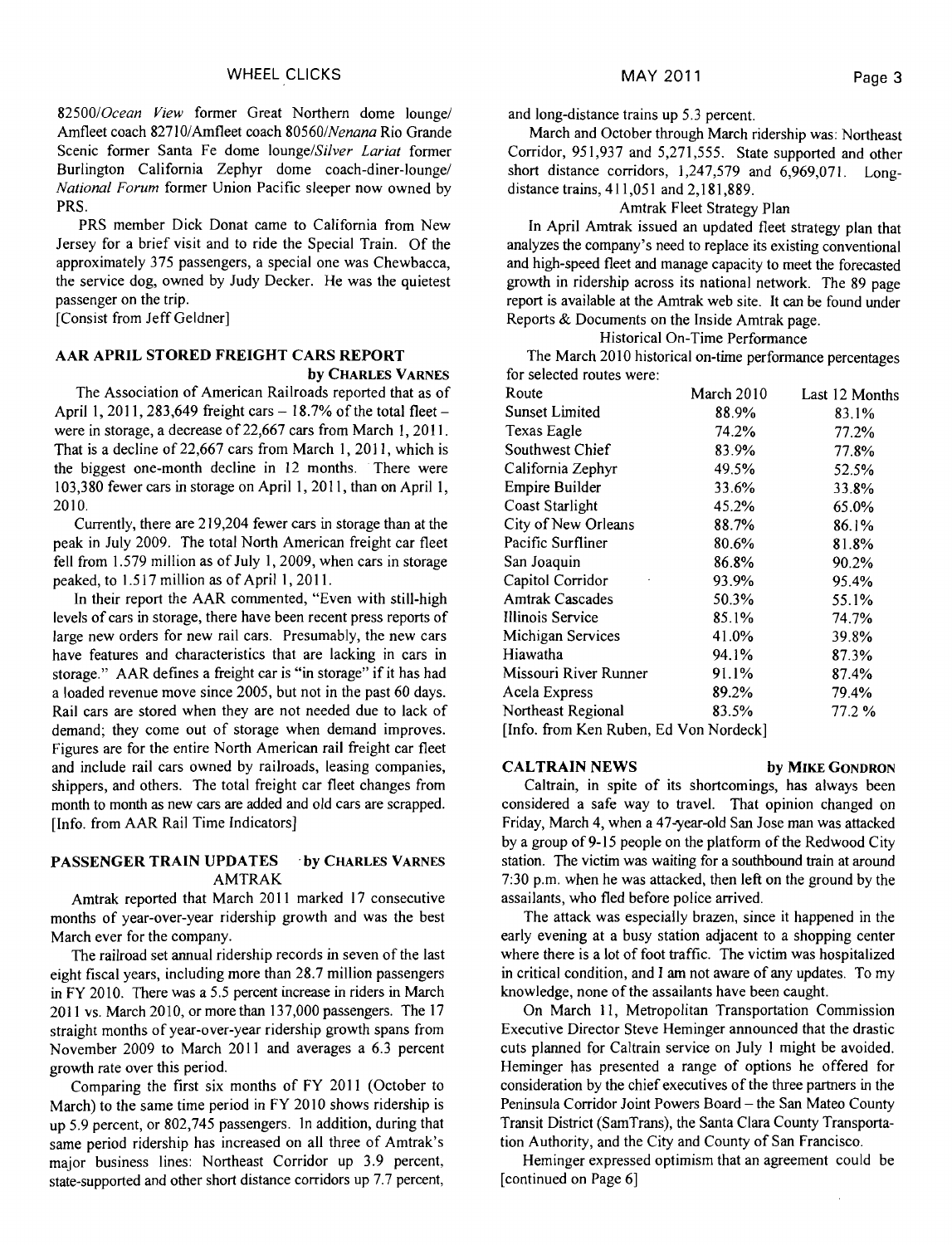82500/*Ocean View* former Great Northern dome lounge/ Amfleet coach 82710/Amfleet coach 80560/*Nenana* Rio Grande Scenic former Santa Fe dome lounge/*Silver Lariat* former Burlington California Zephyr dome coach-diner-lounge/ *National Forum* former Union Pacific sleeper now owned by PRS.

PRS member Dick Donat came to California from New Jersey for a brief visit and to ride the Special Train. Of the approximately 375 passengers, a special one was Chewbacca, the service dog, owned by Judy Decker. He was the quietest passenger on the trip.

[Consist from Jeff Geldner]

### AAR APRIL STORED FREIGHT CARS REPORT

**by CHARLES VARNES**

The Association of American Railroads reported that as of April 1, 2011, 283,649 freight cars – 18.7% of the total fleet – were in storage, a decrease of 22,667 cars from March 1, 2011. That is a decline of 22,667 cars from March 1, 2011, which is the biggest one-month decline in 12 months. There were 103,380 fewer cars in storage on April 1, 2011, than on April 1, 2010.

Currently, there are 219,204 fewer cars in storage than at the peak in July 2009. The total North American freight car fleet fell from 1.579 million as of July 1, 2009, when cars in storage peaked, to 1.517 million as of April 1, 2011.

In their report the AAR commented, "Even with still-high levels of cars in storage, there have been recent press reports of large new orders for new rail cars. Presumably, the new cars have features and characteristics that are lacking in cars in storage." AAR defines a freight car is "in storage" if it has had a loaded revenue move since 2005, but not in the past 60 days. Rail cars are stored when they are not needed due to lack of demand; they come out of storage when demand improves. Figures are for the entire North American rail freight car fleet and include rail cars owned by railroads, leasing companies, shippers, and others. The total freight car fleet changes from month to month as new cars are added and old cars are scrapped.

[Info. from AAR Rail Time Indicators]

### PASSENGER TRAIN UPDATES

**by CHARLES VARNES**

AMTRAK

Amtrak reported that March 2011 marked 17 consecutive months of year-over-year ridership growth and was the best March ever for the company.

The railroad set annual ridership records in seven of the last eight fiscal years, including more than 28.7 million passengers in FY 2010. There was a 5.5 percent increase in riders in March 2011 vs. March 2010, or more than 137,000 passengers. The 17 straight months of year-over-year ridership growth spans from November 2009 to March 2011 and averages a 6.3 percent growth rate over this period.

Comparing the first six months of FY 2011 (October to March) to the same time period in FY 2010 shows ridership is up 5.9 percent, or 802,745 passengers. In addition, during that same period ridership has increased on all three of Amtrak's major business lines: Northeast Corridor up 3.9 percent, state-supported and other short distance corridors up 7.7 percent, and long-distance trains up 5.3 percent.

March and October through March ridership was: Northeast Corridor, 951,937 and 5,271,555. State supported and other short distance corridors, 1,247,579 and 6,969,071. Long-distance trains, 411,051 and 2,181,889.

Amtrak Fleet Strategy Plan

In April Amtrak issued an updated fleet strategy plan that analyzes the company's need to replace its existing conventional and high-speed fleet and manage capacity to meet the forecasted growth in ridership across its national network. The 89 page report is available at the Amtrak web site. It can be found under Reports & Documents on the Inside Amtrak page.

Historical On-Time Performance

The March 2010 historical on-time performance percentages for selected routes were:

| Route | March 2010 | Last 12 Months |
|---|---|---|
| Sunset Limited | 88.9% | 83.1% |
| Texas Eagle | 74.2% | 77.2% |
| Southwest Chief | 83.9% | 77.8% |
| California Zephyr | 49.5% | 52.5% |
| Empire Builder | 33.6% | 33.8% |
| Coast Starlight | 45.2% | 65.0% |
| City of New Orleans | 88.7% | 86.1% |
| Pacific Surfliner | 80.6% | 81.8% |
| San Joaquin | 86.8% | 90.2% |
| Capitol Corridor | 93.9% | 95.4% |
| Amtrak Cascades | 50.3% | 55.1% |
| Illinois Service | 85.1% | 74.7% |
| Michigan Services | 41.0% | 39.8% |
| Hiawatha | 94.1% | 87.3% |
| Missouri River Runner | 91.1% | 87.4% |
| Acela Express | 89.2% | 79.4% |
| Northeast Regional | 83.5% | 77.2 % |

[Info. from Ken Ruben, Ed Von Nordeck]

### CALTRAIN NEWS

**by MIKE GONDRON**

Caltrain, in spite of its shortcomings, has always been considered a safe way to travel. That opinion changed on Friday, March 4, when a 47-year-old San Jose man was attacked by a group of 9-15 people on the platform of the Redwood City station. The victim was waiting for a southbound train at around 7:30 p.m. when he was attacked, then left on the ground by the assailants, who fled before police arrived.

The attack was especially brazen, since it happened in the early evening at a busy station adjacent to a shopping center where there is a lot of foot traffic. The victim was hospitalized in critical condition, and I am not aware of any updates. To my knowledge, none of the assailants have been caught.

On March 11, Metropolitan Transportation Commission Executive Director Steve Heminger announced that the drastic cuts planned for Caltrain service on July 1 might be avoided. Heminger has presented a range of options he offered for consideration by the chief executives of the three partners in the Peninsula Corridor Joint Powers Board – the San Mateo County Transit District (SamTrans), the Santa Clara County Transportation Authority, and the City and County of San Francisco.

Heminger expressed optimism that an agreement could be [continued on Page 6]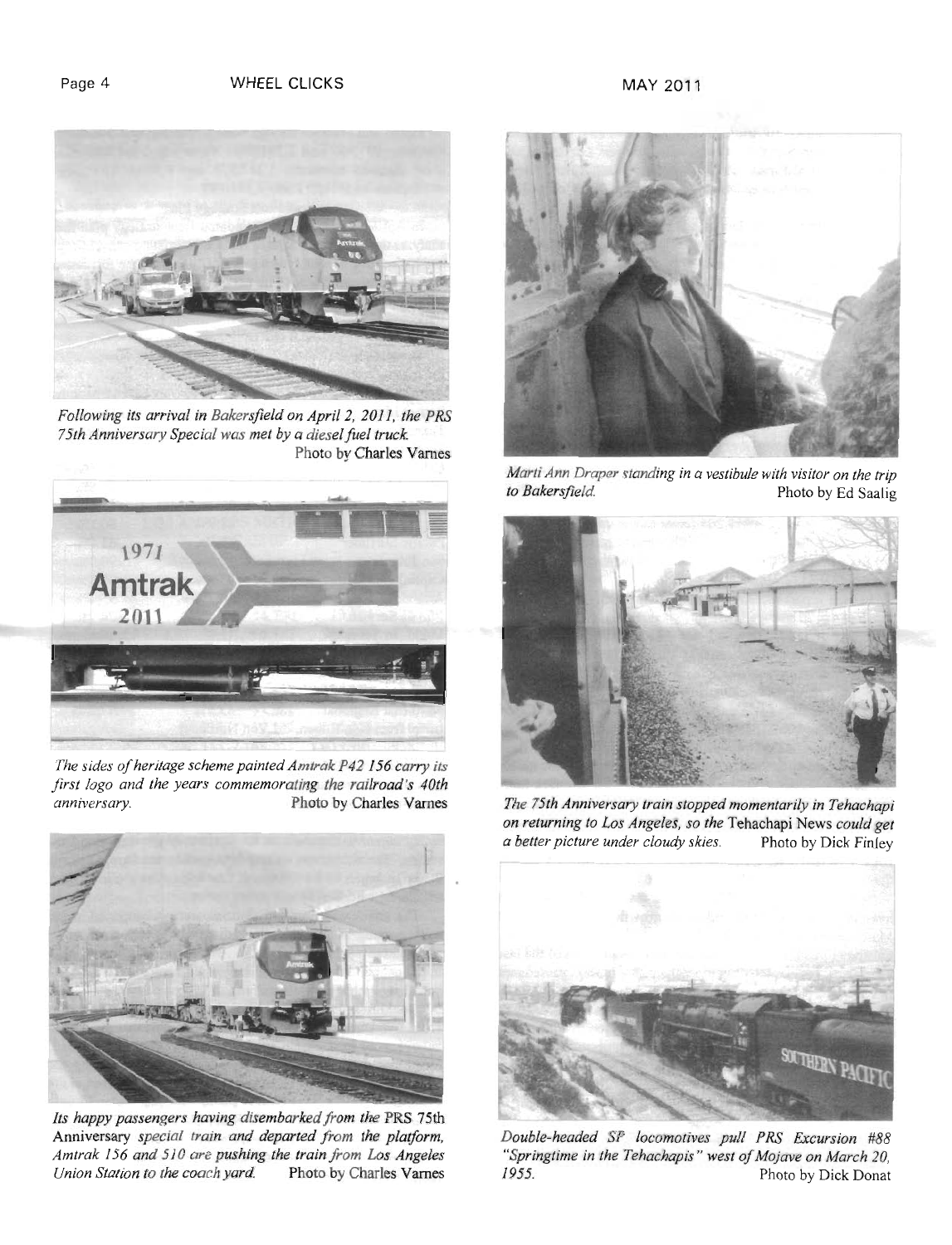*Following its arrival in Bakersfield on April 2, 2011, the PRS 75th Anniversary Special was met by a diesel fuel truck.* Photo by Charles Varnes

*The sides of heritage scheme painted Amtrak P42 156 carry its first logo and the years commemorating the railroad's 40th anniversary.* Photo by Charles Varnes

*Its happy passengers having disembarked from the* PRS 75th Anniversary *special train and departed from the platform, Amtrak 156 and 510 are pushing the train from Los Angeles Union Station to the coach yard.* Photo by Charles Varnes

*Marti Ann Draper standing in a vestibule with visitor on the trip to Bakersfield.* Photo by Ed Saalig

*The 75th Anniversary train stopped momentarily in Tehachapi on returning to Los Angeles, so the* Tehachapi News *could get a better picture under cloudy skies.* Photo by Dick Finley

*Double-headed SP locomotives pull PRS Excursion #88 "Springtime in the Tehachapis" west of Mojave on March 20, 1955.* Photo by Dick Donat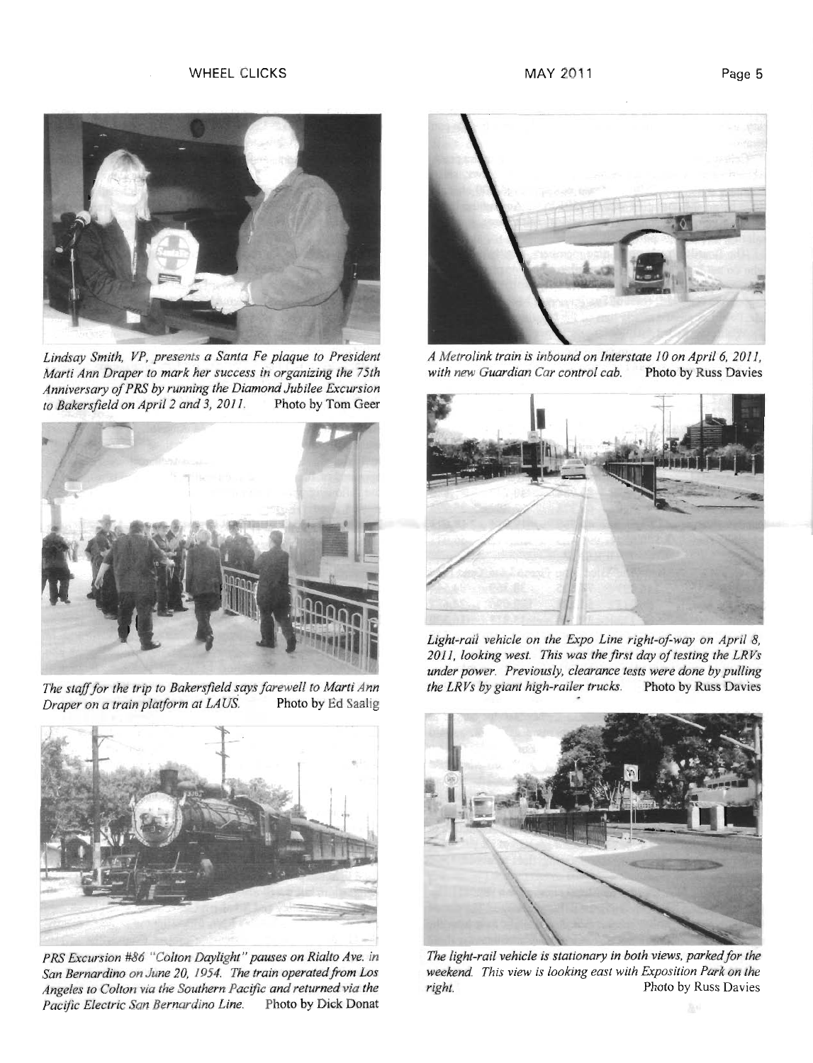*Lindsay Smith, VP, presents a Santa Fe plaque to President Marti Ann Draper to mark her success in organizing the 75th Anniversary of PRS by running the Diamond Jubilee Excursion to Bakersfield on April 2 and 3, 2011.* Photo by Tom Geer

*The staff for the trip to Bakersfield says farewell to Marti Ann Draper on a train platform at LAUS.* Photo by Ed Saalig

*PRS Excursion #86 "Colton Daylight" pauses on Rialto Ave. in San Bernardino on June 20, 1954. The train operated from Los Angeles to Colton via the Southern Pacific and returned via the Pacific Electric San Bernardino Line.* Photo by Dick Donat

*A Metrolink train is inbound on Interstate 10 on April 6, 2011, with new Guardian Car control cab.* Photo by Russ Davies

*Light-rail vehicle on the Expo Line right-of-way on April 8, 2011, looking west. This was the first day of testing the LRVs under power. Previously, clearance tests were done by pulling the LRVs by giant high-railer trucks.* Photo by Russ Davies

*The light-rail vehicle is stationary in both views, parked for the weekend. This view is looking east with Exposition Park on the right.* Photo by Russ Davies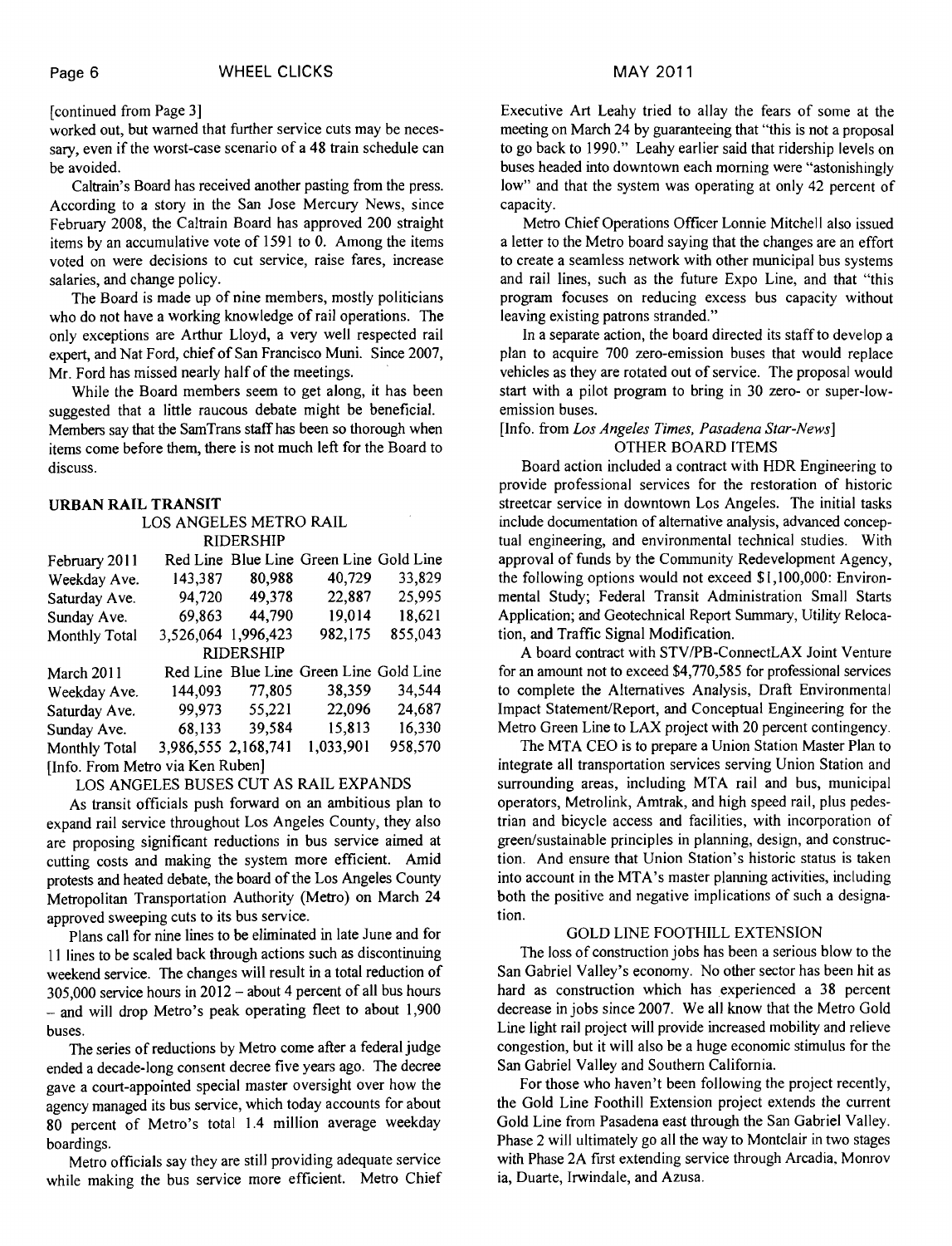[continued from Page 3]

worked out, but warned that further service cuts may be necessary, even if the worst-case scenario of a 48 train schedule can be avoided.

Caltrain's Board has received another pasting from the press. According to a story in the San Jose Mercury News, since February 2008, the Caltrain Board has approved 200 straight items by an accumulative vote of 1591 to 0. Among the items voted on were decisions to cut service, raise fares, increase salaries, and change policy.

The Board is made up of nine members, mostly politicians who do not have a working knowledge of rail operations. The only exceptions are Arthur Lloyd, a very well respected rail expert, and Nat Ford, chief of San Francisco Muni. Since 2007, Mr. Ford has missed nearly half of the meetings.

While the Board members seem to get along, it has been suggested that a little raucous debate might be beneficial. Members say that the SamTrans staff has been so thorough when items come before them, there is not much left for the Board to discuss.

## URBAN RAIL TRANSIT

### LOS ANGELES METRO RAIL

RIDERSHIP

| February 2011 | Red Line | Blue Line | Green Line | Gold Line |
|---|---|---|---|---|
| Weekday Ave. | 143,387 | 80,988 | 40,729 | 33,829 |
| Saturday Ave. | 94,720 | 49,378 | 22,887 | 25,995 |
| Sunday Ave. | 69,863 | 44,790 | 19,014 | 18,621 |
| Monthly Total | 3,526,064 | 1,996,423 | 982,175 | 855,043 |

RIDERSHIP

| March 2011 | Red Line | Blue Line | Green Line | Gold Line |
|---|---|---|---|---|
| Weekday Ave. | 144,093 | 77,805 | 38,359 | 34,544 |
| Saturday Ave. | 99,973 | 55,221 | 22,096 | 24,687 |
| Sunday Ave. | 68,133 | 39,584 | 15,813 | 16,330 |
| Monthly Total | 3,986,555 | 2,168,741 | 1,033,901 | 958,570 |

[Info. From Metro via Ken Ruben]

### LOS ANGELES BUSES CUT AS RAIL EXPANDS

As transit officials push forward on an ambitious plan to expand rail service throughout Los Angeles County, they also are proposing significant reductions in bus service aimed at cutting costs and making the system more efficient. Amid protests and heated debate, the board of the Los Angeles County Metropolitan Transportation Authority (Metro) on March 24 approved sweeping cuts to its bus service.

Plans call for nine lines to be eliminated in late June and for 11 lines to be scaled back through actions such as discontinuing weekend service. The changes will result in a total reduction of 305,000 service hours in 2012 – about 4 percent of all bus hours – and will drop Metro's peak operating fleet to about 1,900 buses.

The series of reductions by Metro come after a federal judge ended a decade-long consent decree five years ago. The decree gave a court-appointed special master oversight over how the agency managed its bus service, which today accounts for about 80 percent of Metro's total 1.4 million average weekday boardings.

Metro officials say they are still providing adequate service while making the bus service more efficient. Metro Chief Executive Art Leahy tried to allay the fears of some at the meeting on March 24 by guaranteeing that "this is not a proposal to go back to 1990." Leahy earlier said that ridership levels on buses headed into downtown each morning were "astonishingly low" and that the system was operating at only 42 percent of capacity.

Metro Chief Operations Officer Lonnie Mitchell also issued a letter to the Metro board saying that the changes are an effort to create a seamless network with other municipal bus systems and rail lines, such as the future Expo Line, and that "this program focuses on reducing excess bus capacity without leaving existing patrons stranded."

In a separate action, the board directed its staff to develop a plan to acquire 700 zero-emission buses that would replace vehicles as they are rotated out of service. The proposal would start with a pilot program to bring in 30 zero- or super-low-emission buses.

[Info. from *Los Angeles Times, Pasadena Star-News*]

### OTHER BOARD ITEMS

Board action included a contract with HDR Engineering to provide professional services for the restoration of historic streetcar service in downtown Los Angeles. The initial tasks include documentation of alternative analysis, advanced conceptual engineering, and environmental technical studies. With approval of funds by the Community Redevelopment Agency, the following options would not exceed $1,100,000: Environmental Study; Federal Transit Administration Small Starts Application; and Geotechnical Report Summary, Utility Relocation, and Traffic Signal Modification.

A board contract with STV/PB-ConnectLAX Joint Venture for an amount not to exceed $4,770,585 for professional services to complete the Alternatives Analysis, Draft Environmental Impact Statement/Report, and Conceptual Engineering for the Metro Green Line to LAX project with 20 percent contingency.

The MTA CEO is to prepare a Union Station Master Plan to integrate all transportation services serving Union Station and surrounding areas, including MTA rail and bus, municipal operators, Metrolink, Amtrak, and high speed rail, plus pedestrian and bicycle access and facilities, with incorporation of green/sustainable principles in planning, design, and construction. And ensure that Union Station's historic status is taken into account in the MTA's master planning activities, including both the positive and negative implications of such a designation.

### GOLD LINE FOOTHILL EXTENSION

The loss of construction jobs has been a serious blow to the San Gabriel Valley's economy. No other sector has been hit as hard as construction which has experienced a 38 percent decrease in jobs since 2007. We all know that the Metro Gold Line light rail project will provide increased mobility and relieve congestion, but it will also be a huge economic stimulus for the San Gabriel Valley and Southern California.

For those who haven't been following the project recently, the Gold Line from Foothill Extension project extends the current Gold Line from Pasadena east through the San Gabriel Valley. Phase 2 will ultimately go all the way to Montclair in two stages with Phase 2A first extending service through Arcadia, Monrovia, Duarte, Irwindale, and Azusa.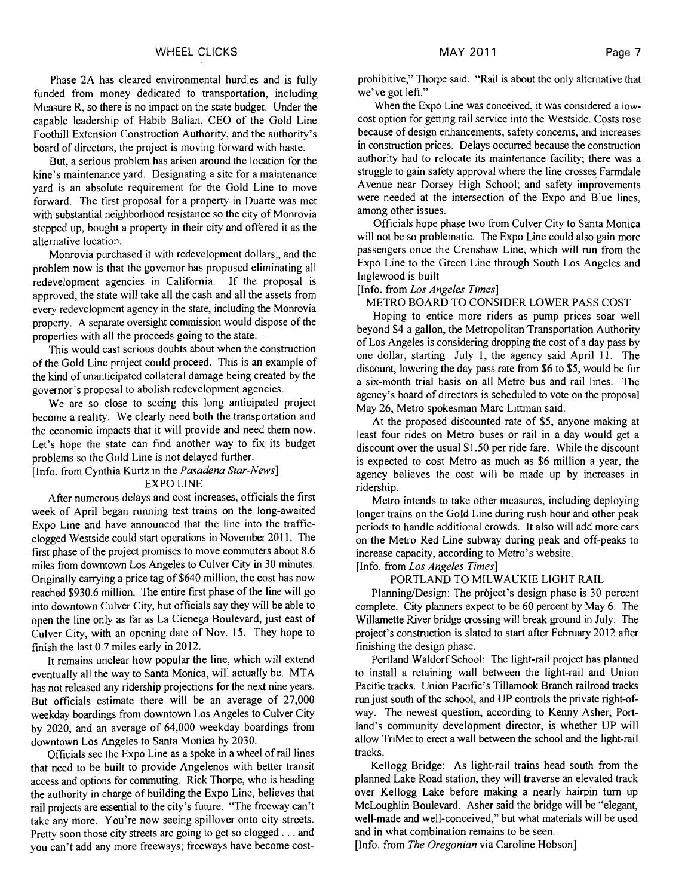Phase 2A has cleared environmental hurdles and is fully funded from money dedicated to transportation, including Measure R, so there is no impact on the state budget. Under the capable leadership of Habib Balian, CEO of the Gold Line Foothill Extension Construction Authority, and the authority's board of directors, the project is moving forward with haste.

But, a serious problem has arisen around the location for the kine's maintenance yard. Designating a site for a maintenance yard is an absolute requirement for the Gold Line to move forward. The first proposal for a property in Duarte was met with substantial neighborhood resistance so the city of Monrovia stepped up, bought a property in their city and offered it as the alternative location.

Monrovia purchased it with redevelopment dollars,, and the problem now is that the governor has proposed eliminating all redevelopment agencies in California. If the proposal is approved, the state will take all the cash and all the assets from every redevelopment agency in the state, including the Monrovia property. A separate oversight commission would dispose of the properties with all the proceeds going to the state.

This would cast serious doubts about when the construction of the Gold Line project could proceed. This is an example of the kind of unanticipated collateral damage being created by the governor's proposal to abolish redevelopment agencies.

We are so close to seeing this long anticipated project become a reality. We clearly need both the transportation and the economic impacts that it will provide and need them now. Let's hope the state can find another way to fix its budget problems so the Gold Line is not delayed further.

[Info. from Cynthia Kurtz in the *Pasadena Star-News*]

## EXPO LINE

After numerous delays and cost increases, officials the first week of April began running test trains on the long-awaited Expo Line and have announced that the line into the traffic-clogged Westside could start operations in November 2011. The first phase of the project promises to move commuters about 8.6 miles from downtown Los Angeles to Culver City in 30 minutes. Originally carrying a price tag of $640 million, the cost has now reached $930.6 million. The entire first phase of the line will go into downtown Culver City, but officials say they will be able to open the line only as far as La Cienega Boulevard, just east of Culver City, with an opening date of Nov. 15. They hope to finish the last 0.7 miles early in 2012.

It remains unclear how popular the line, which will extend eventually all the way to Santa Monica, will actually be. MTA has not released any ridership projections for the next nine years. But officials estimate there will be an average of 27,000 weekday boardings from downtown Los Angeles to Culver City by 2020, and an average of 64,000 weekday boardings from downtown Los Angeles to Santa Monica by 2030.

Officials see the Expo Line as a spoke in a wheel of rail lines that need to be built to provide Angelenos with better transit access and options for commuting. Rick Thorpe, who is heading the authority in charge of building the Expo Line, believes that rail projects are essential to the city's future. "The freeway can't take any more. You're now seeing spillover onto city streets. Pretty soon those city streets are going to get so clogged . . . and you can't add any more freeways; freeways have become cost-prohibitive," Thorpe said. "Rail is about the only alternative that we've got left."

When the Expo Line was conceived, it was considered a low-cost option for getting rail service into the Westside. Costs rose because of design enhancements, safety concerns, and increases in construction prices. Delays occurred because the construction authority had to relocate its maintenance facility; there was a struggle to gain safety approval where the line crosses Farmdale Avenue near Dorsey High School; and safety improvements were needed at the intersection of the Expo and Blue lines, among other issues.

Officials hope phase two from Culver City to Santa Monica will not be so problematic. The Expo Line could also gain more passengers once the Crenshaw Line, which will run from the Expo Line to the Green Line through South Los Angeles and Inglewood is built

[Info. from *Los Angeles Times*]

## METRO BOARD TO CONSIDER LOWER PASS COST

Hoping to entice more riders as pump prices soar well beyond $4 a gallon, the Metropolitan Transportation Authority of Los Angeles is considering dropping the cost of a day pass by one dollar, starting July 1, the agency said April 11. The discount, lowering the day pass rate from $6 to $5, would be for a six-month trial basis on all Metro bus and rail lines. The agency's board of directors is scheduled to vote on the proposal May 26, Metro spokesman Marc Littman said.

At the proposed discounted rate of $5, anyone making at least four rides on Metro buses or rail in a day would get a discount over the usual $1.50 per ride fare. While the discount is expected to cost Metro as much as $6 million a year, the agency believes the cost will be made up by increases in ridership.

Metro intends to take other measures, including deploying longer trains on the Gold Line during rush hour and other peak periods to handle additional crowds. It also will add more cars on the Metro Red Line subway during peak and off-peaks to increase capacity, according to Metro's website.

[Info. from *Los Angeles Times*]

## PORTLAND TO MILWAUKIE LIGHT RAIL

Planning/Design: The project's design phase is 30 percent complete. City planners expect to be 60 percent by May 6. The Willamette River bridge crossing will break ground in July. The project's construction is slated to start after February 2012 after finishing the design phase.

Portland Waldorf School: The light-rail project has planned to install a retaining wall between the light-rail and Union Pacific tracks. Union Pacific's Tillamook Branch railroad tracks run just south of the school, and UP controls the private right-of-way. The newest question, according to Kenny Asher, Portland's community development director, is whether UP will allow TriMet to erect a wall between the school and the light-rail tracks.

Kellogg Bridge: As light-rail trains head south from the planned Lake Road station, they will traverse an elevated track over Kellogg Lake before making a nearly hairpin turn up McLoughlin Boulevard. Asher said the bridge will be "elegant, well-made and well-conceived," but what materials will be used and in what combination remains to be seen.

[Info. from *The Oregonian* via Caroline Hobson]